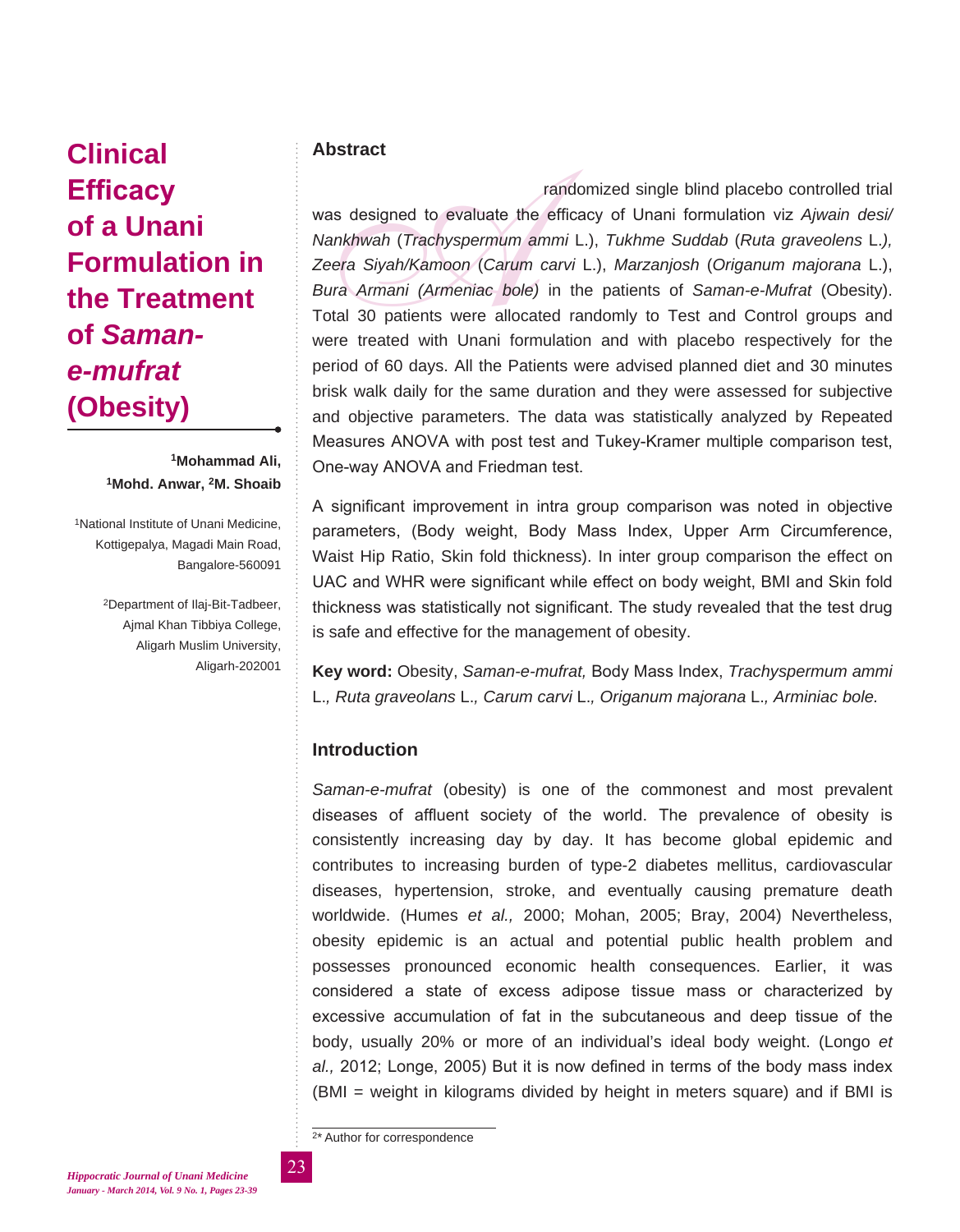# Clinical Efficacy of a Unani Formulation in the Treatment of *Saman-e-mufrat* (Obesity)

**[1]Mohammad Ali, [1]Mohd. Anwar, [2]M. Shoaib**

[1]National Institute of Unani Medicine, Kottigepalya, Magadi Main Road, Bangalore-560091

[2]Department of Ilaj-Bit-Tadbeer, Ajmal Khan Tibbiya College, Aligarh Muslim University, Aligarh-202001

## Abstract

A randomized single blind placebo controlled trial was designed to evaluate the efficacy of Unani formulation viz *Ajwain desi/ Nankhwah* (*Trachyspermum ammi* L.), *Tukhme Suddab* (*Ruta graveolens* L.*),* *Zeera Siyah/Kamoon* (*Carum carvi* L.), *Marzanjosh* (*Origanum majorana* L.), *Bura Armani (Armeniac bole)* in the patients of *Saman-e-Mufrat* (Obesity). Total 30 patients were allocated randomly to Test and Control groups and were treated with Unani formulation and with placebo respectively for the period of 60 days. All the Patients were advised planned diet and 30 minutes brisk walk daily for the same duration and they were assessed for subjective and objective parameters. The data was statistically analyzed by Repeated Measures ANOVA with post test and Tukey-Kramer multiple comparison test, One-way ANOVA and Friedman test.

A significant improvement in intra group comparison was noted in objective parameters, (Body weight, Body Mass Index, Upper Arm Circumference, Waist Hip Ratio, Skin fold thickness). In inter group comparison the effect on UAC and WHR were significant while effect on body weight, BMI and Skin fold thickness was statistically not significant. The study revealed that the test drug is safe and effective for the management of obesity.

**Key word:** Obesity, *Saman-e-mufrat,* Body Mass Index, *Trachyspermum ammi* L.*, Ruta graveolans* L.*, Carum carvi* L.*, Origanum majorana* L.*, Arminiac bole.*

## Introduction

*Saman-e-mufrat* (obesity) is one of the commonest and most prevalent diseases of affluent society of the world. The prevalence of obesity is consistently increasing day by day. It has become global epidemic and contributes to increasing burden of type-2 diabetes mellitus, cardiovascular diseases, hypertension, stroke, and eventually causing premature death worldwide. (Humes *et al.,* 2000; Mohan, 2005; Bray, 2004) Nevertheless, obesity epidemic is an actual and potential public health problem and possesses pronounced economic health consequences. Earlier, it was considered a state of excess adipose tissue mass or characterized by excessive accumulation of fat in the subcutaneous and deep tissue of the body, usually 20% or more of an individual's ideal body weight. (Longo *et al.,* 2012; Longe, 2005) But it is now defined in terms of the body mass index (BMI = weight in kilograms divided by height in meters square) and if BMI is

[2]* Author for correspondence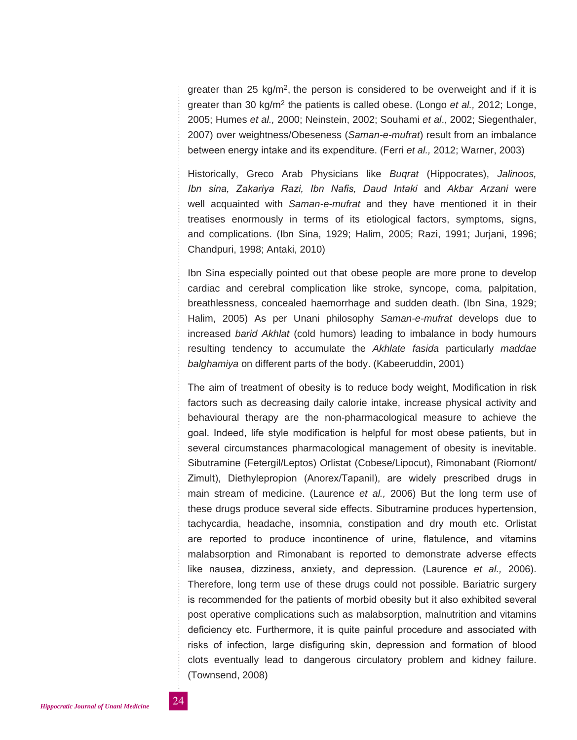greater than 25 kg/m$^2$, the person is considered to be overweight and if it is greater than 30 kg/m$^2$ the patients is called obese. (Longo *et al.,* 2012; Longe, 2005; Humes *et al.,* 2000; Neinstein, 2002; Souhami *et al*., 2002; Siegenthaler, 2007) over weightness/Obeseness (*Saman-e-mufrat*) result from an imbalance between energy intake and its expenditure. (Ferri *et al.,* 2012; Warner, 2003)

Historically, Greco Arab Physicians like *Buqrat* (Hippocrates), *Jalinoos, Ibn sina, Zakariya Razi, Ibn Nafis, Daud Intaki* and *Akbar Arzani* were well acquainted with *Saman-e-mufrat* and they have mentioned it in their treatises enormously in terms of its etiological factors, symptoms, signs, and complications. (Ibn Sina, 1929; Halim, 2005; Razi, 1991; Jurjani, 1996; Chandpuri, 1998; Antaki, 2010)

Ibn Sina especially pointed out that obese people are more prone to develop cardiac and cerebral complication like stroke, syncope, coma, palpitation, breathlessness, concealed haemorrhage and sudden death. (Ibn Sina, 1929; Halim, 2005) As per Unani philosophy *Saman-e-mufrat* develops due to increased *barid Akhlat* (cold humors) leading to imbalance in body humours resulting tendency to accumulate the *Akhlate fasida* particularly *maddae balghamiya* on different parts of the body. (Kabeeruddin, 2001)

The aim of treatment of obesity is to reduce body weight, Modification in risk factors such as decreasing daily calorie intake, increase physical activity and behavioural therapy are the non-pharmacological measure to achieve the goal. Indeed, life style modification is helpful for most obese patients, but in several circumstances pharmacological management of obesity is inevitable. Sibutramine (Fetergil/Leptos) Orlistat (Cobese/Lipocut), Rimonabant (Riomont/ Zimult), Diethylepropion (Anorex/Tapanil), are widely prescribed drugs in main stream of medicine. (Laurence *et al.,* 2006) But the long term use of these drugs produce several side effects. Sibutramine produces hypertension, tachycardia, headache, insomnia, constipation and dry mouth etc. Orlistat are reported to produce incontinence of urine, flatulence, and vitamins malabsorption and Rimonabant is reported to demonstrate adverse effects like nausea, dizziness, anxiety, and depression. (Laurence *et al.,* 2006). Therefore, long term use of these drugs could not possible. Bariatric surgery is recommended for the patients of morbid obesity but it also exhibited several post operative complications such as malabsorption, malnutrition and vitamins deficiency etc. Furthermore, it is quite painful procedure and associated with risks of infection, large disfiguring skin, depression and formation of blood clots eventually lead to dangerous circulatory problem and kidney failure. (Townsend, 2008)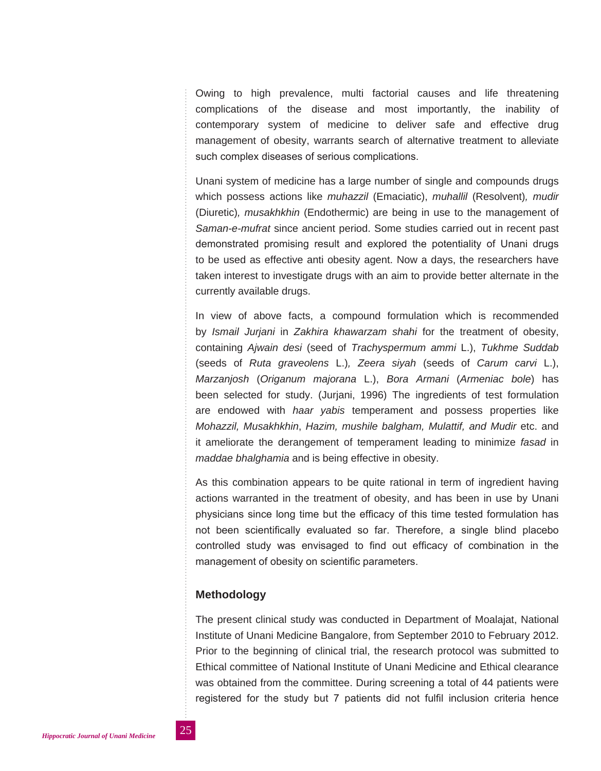Owing to high prevalence, multi factorial causes and life threatening complications of the disease and most importantly, the inability of contemporary system of medicine to deliver safe and effective drug management of obesity, warrants search of alternative treatment to alleviate such complex diseases of serious complications.

Unani system of medicine has a large number of single and compounds drugs which possess actions like *muhazzil* (Emaciatic), *muhallil* (Resolvent), *mudir* (Diuretic), *musakhkhin* (Endothermic) are being in use to the management of *Saman-e-mufrat* since ancient period. Some studies carried out in recent past demonstrated promising result and explored the potentiality of Unani drugs to be used as effective anti obesity agent. Now a days, the researchers have taken interest to investigate drugs with an aim to provide better alternate in the currently available drugs.

In view of above facts, a compound formulation which is recommended by *Ismail Jurjani* in *Zakhira khawarzam shahi* for the treatment of obesity, containing *Ajwain desi* (seed of *Trachyspermum ammi* L.), *Tukhme Suddab* (seeds of *Ruta graveolens* L.), *Zeera siyah* (seeds of *Carum carvi* L.), *Marzanjosh* (*Origanum majorana* L.), *Bora Armani* (*Armeniac bole*) has been selected for study. (Jurjani, 1996) The ingredients of test formulation are endowed with *haar yabis* temperament and possess properties like *Mohazzil, Musakhkhin*, *Hazim, mushile balgham, Mulattif, and Mudir* etc. and it ameliorate the derangement of temperament leading to minimize *fasad* in *maddae bhalghamia* and is being effective in obesity.

As this combination appears to be quite rational in term of ingredient having actions warranted in the treatment of obesity, and has been in use by Unani physicians since long time but the efficacy of this time tested formulation has not been scientifically evaluated so far. Therefore, a single blind placebo controlled study was envisaged to find out efficacy of combination in the management of obesity on scientific parameters.

## Methodology

The present clinical study was conducted in Department of Moalajat, National Institute of Unani Medicine Bangalore, from September 2010 to February 2012. Prior to the beginning of clinical trial, the research protocol was submitted to Ethical committee of National Institute of Unani Medicine and Ethical clearance was obtained from the committee. During screening a total of 44 patients were registered for the study but 7 patients did not fulfil inclusion criteria hence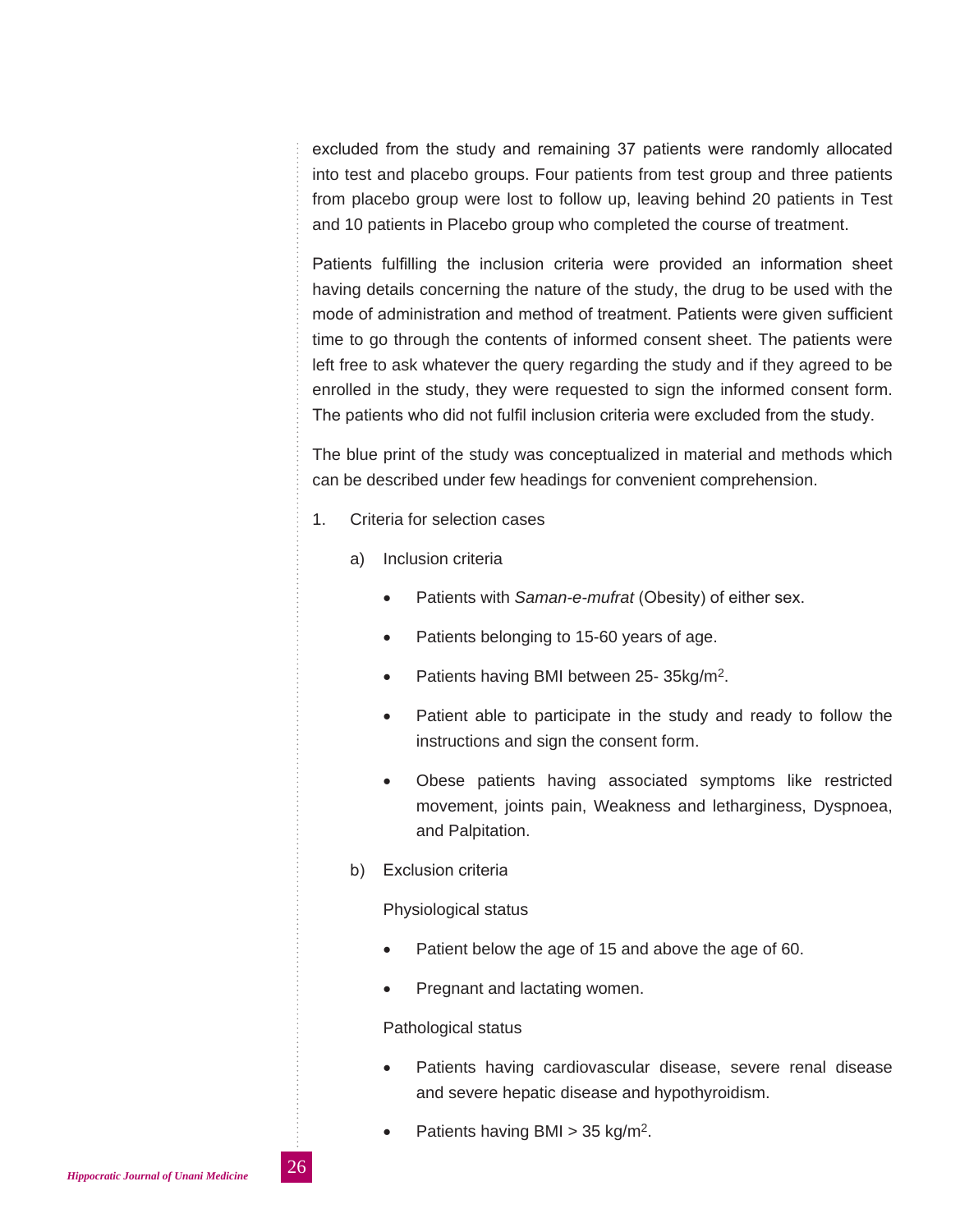excluded from the study and remaining 37 patients were randomly allocated into test and placebo groups. Four patients from test group and three patients from placebo group were lost to follow up, leaving behind 20 patients in Test and 10 patients in Placebo group who completed the course of treatment.

Patients fulfilling the inclusion criteria were provided an information sheet having details concerning the nature of the study, the drug to be used with the mode of administration and method of treatment. Patients were given sufficient time to go through the contents of informed consent sheet. The patients were left free to ask whatever the query regarding the study and if they agreed to be enrolled in the study, they were requested to sign the informed consent form. The patients who did not fulfil inclusion criteria were excluded from the study.

The blue print of the study was conceptualized in material and methods which can be described under few headings for convenient comprehension.

1. Criteria for selection cases

   a) Inclusion criteria

      - Patients with *Saman-e-mufrat* (Obesity) of either sex.
      - Patients belonging to 15-60 years of age.
      - Patients having BMI between 25- 35kg/$m^2$.
      - Patient able to participate in the study and ready to follow the instructions and sign the consent form.
      - Obese patients having associated symptoms like restricted movement, joints pain, Weakness and letharginess, Dyspnoea, and Palpitation.

   b) Exclusion criteria

      Physiological status

      - Patient below the age of 15 and above the age of 60.
      - Pregnant and lactating women.

      Pathological status

      - Patients having cardiovascular disease, severe renal disease and severe hepatic disease and hypothyroidism.
      - Patients having BMI > 35 kg/$m^2$.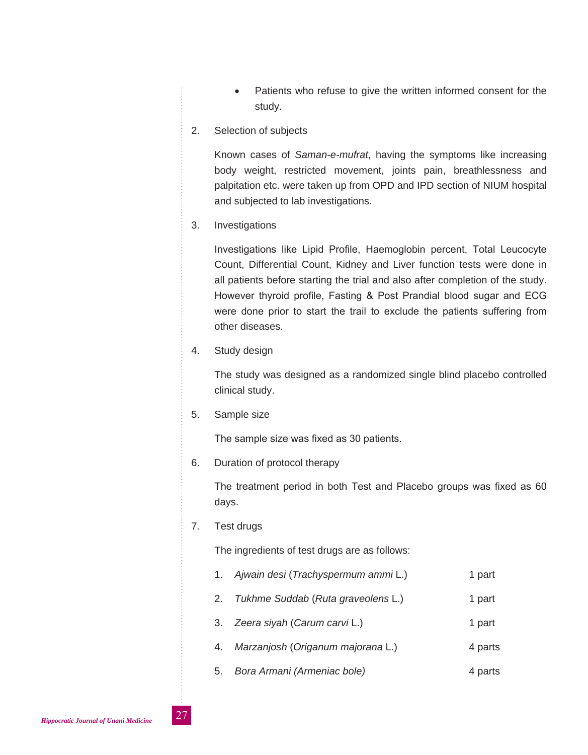- Patients who refuse to give the written informed consent for the study.

2. Selection of subjects

   Known cases of *Saman-e-mufrat*, having the symptoms like increasing body weight, restricted movement, joints pain, breathlessness and palpitation etc. were taken up from OPD and IPD section of NIUM hospital and subjected to lab investigations.

3. Investigations

   Investigations like Lipid Profile, Haemoglobin percent, Total Leucocyte Count, Differential Count, Kidney and Liver function tests were done in all patients before starting the trial and also after completion of the study. However thyroid profile, Fasting & Post Prandial blood sugar and ECG were done prior to start the trail to exclude the patients suffering from other diseases.

4. Study design

   The study was designed as a randomized single blind placebo controlled clinical study.

5. Sample size

   The sample size was fixed as 30 patients.

6. Duration of protocol therapy

   The treatment period in both Test and Placebo groups was fixed as 60 days.

7. Test drugs

   The ingredients of test drugs are as follows:

   1. *Ajwain desi* (*Trachyspermum ammi* L.) — 1 part
   2. *Tukhme Suddab* (*Ruta graveolens* L.) — 1 part
   3. *Zeera siyah* (*Carum carvi* L.) — 1 part
   4. *Marzanjosh* (*Origanum majorana* L.) — 4 parts
   5. *Bora Armani (Armeniac bole)* — 4 parts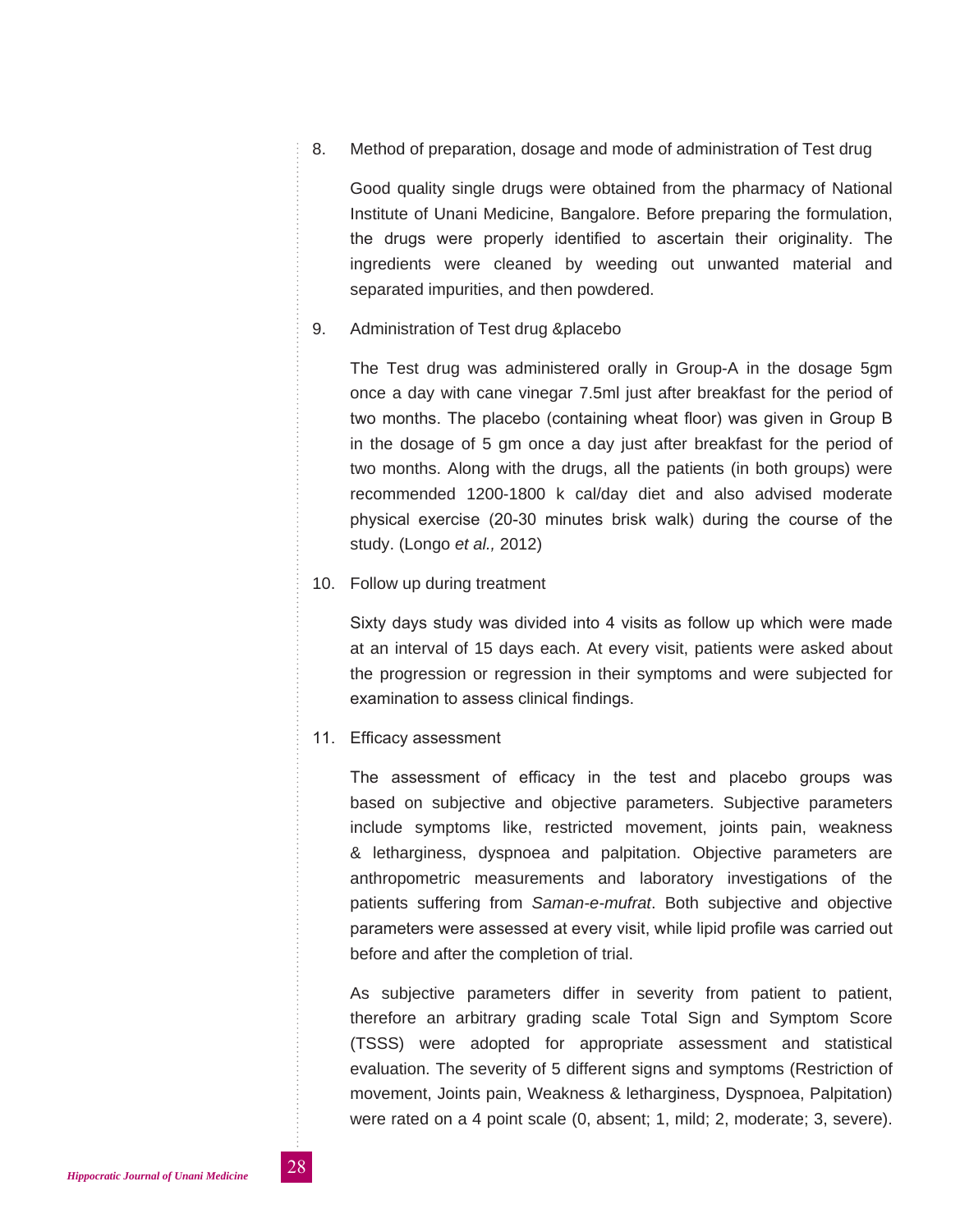8. Method of preparation, dosage and mode of administration of Test drug

   Good quality single drugs were obtained from the pharmacy of National Institute of Unani Medicine, Bangalore. Before preparing the formulation, the drugs were properly identified to ascertain their originality. The ingredients were cleaned by weeding out unwanted material and separated impurities, and then powdered.

9. Administration of Test drug &placebo

   The Test drug was administered orally in Group-A in the dosage 5gm once a day with cane vinegar 7.5ml just after breakfast for the period of two months. The placebo (containing wheat floor) was given in Group B in the dosage of 5 gm once a day just after breakfast for the period of two months. Along with the drugs, all the patients (in both groups) were recommended 1200-1800 k cal/day diet and also advised moderate physical exercise (20-30 minutes brisk walk) during the course of the study. (Longo *et al.,* 2012)

10. Follow up during treatment

    Sixty days study was divided into 4 visits as follow up which were made at an interval of 15 days each. At every visit, patients were asked about the progression or regression in their symptoms and were subjected for examination to assess clinical findings.

11. Efficacy assessment

    The assessment of efficacy in the test and placebo groups was based on subjective and objective parameters. Subjective parameters include symptoms like, restricted movement, joints pain, weakness & lethariginess, dyspnoea and palpitation. Objective parameters are anthropometric measurements and laboratory investigations of the patients suffering from *Saman-e-mufrat*. Both subjective and objective parameters were assessed at every visit, while lipid profile was carried out before and after the completion of trial.

    As subjective parameters differ in severity from patient to patient, therefore an arbitrary grading scale Total Sign and Symptom Score (TSSS) were adopted for appropriate assessment and statistical evaluation. The severity of 5 different signs and symptoms (Restriction of movement, Joints pain, Weakness & lethariginess, Dyspnoea, Palpitation) were rated on a 4 point scale (0, absent; 1, mild; 2, moderate; 3, severe).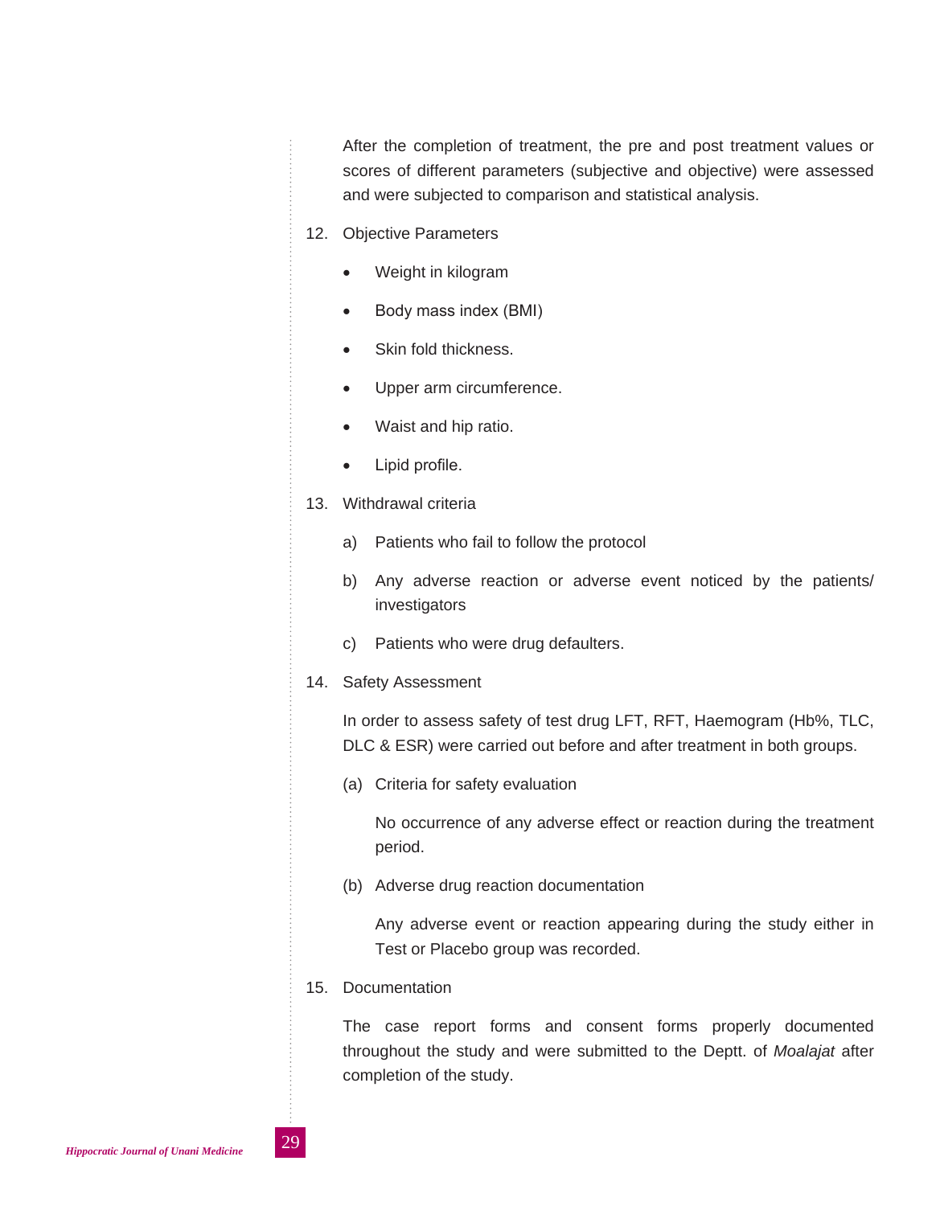After the completion of treatment, the pre and post treatment values or scores of different parameters (subjective and objective) were assessed and were subjected to comparison and statistical analysis.

12. Objective Parameters

    - Weight in kilogram
    - Body mass index (BMI)
    - Skin fold thickness.
    - Upper arm circumference.
    - Waist and hip ratio.
    - Lipid profile.

13. Withdrawal criteria

    a) Patients who fail to follow the protocol

    b) Any adverse reaction or adverse event noticed by the patients/ investigators

    c) Patients who were drug defaulters.

14. Safety Assessment

    In order to assess safety of test drug LFT, RFT, Haemogram (Hb%, TLC, DLC & ESR) were carried out before and after treatment in both groups.

    (a) Criteria for safety evaluation

    No occurrence of any adverse effect or reaction during the treatment period.

    (b) Adverse drug reaction documentation

    Any adverse event or reaction appearing during the study either in Test or Placebo group was recorded.

15. Documentation

    The case report forms and consent forms properly documented throughout the study and were submitted to the Deptt. of *Moalajat* after completion of the study.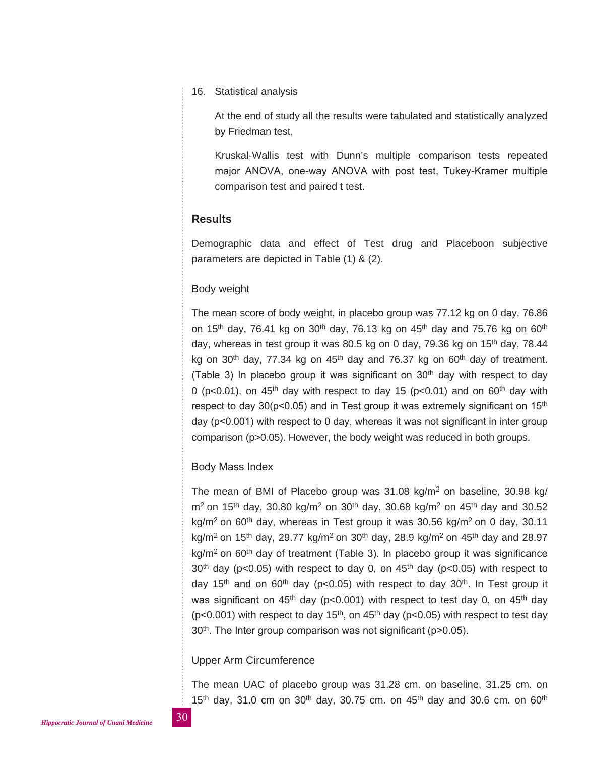16. Statistical analysis

    At the end of study all the results were tabulated and statistically analyzed by Friedman test,

    Kruskal-Wallis test with Dunn's multiple comparison tests repeated major ANOVA, one-way ANOVA with post test, Tukey-Kramer multiple comparison test and paired t test.

## Results

Demographic data and effect of Test drug and Placeboon subjective parameters are depicted in Table (1) & (2).

### Body weight

The mean score of body weight, in placebo group was 77.12 kg on 0 day, 76.86 on 15$^{th}$ day, 76.41 kg on 30$^{th}$ day, 76.13 kg on 45$^{th}$ day and 75.76 kg on 60$^{th}$ day, whereas in test group it was 80.5 kg on 0 day, 79.36 kg on 15$^{th}$ day, 78.44 kg on 30$^{th}$ day, 77.34 kg on 45$^{th}$ day and 76.37 kg on 60$^{th}$ day of treatment. (Table 3) In placebo group it was significant on 30$^{th}$ day with respect to day 0 ($p<0.01$), on 45$^{th}$ day with respect to day 15 ($p<0.01$) and on 60$^{th}$ day with respect to day 30($p<0.05$) and in Test group it was extremely significant on 15$^{th}$ day ($p<0.001$) with respect to 0 day, whereas it was not significant in inter group comparison ($p>0.05$). However, the body weight was reduced in both groups.

### Body Mass Index

The mean of BMI of Placebo group was 31.08 kg/m$^2$ on baseline, 30.98 kg/m$^2$ on 15$^{th}$ day, 30.80 kg/m$^2$ on 30$^{th}$ day, 30.68 kg/m$^2$ on 45$^{th}$ day and 30.52 kg/m$^2$ on 60$^{th}$ day, whereas in Test group it was 30.56 kg/m$^2$ on 0 day, 30.11 kg/m$^2$ on 15$^{th}$ day, 29.77 kg/m$^2$ on 30$^{th}$ day, 28.9 kg/m$^2$ on 45$^{th}$ day and 28.97 kg/m$^2$ on 60$^{th}$ day of treatment (Table 3). In placebo group it was significance 30$^{th}$ day ($p<0.05$) with respect to day 0, on 45$^{th}$ day ($p<0.05$) with respect to day 15$^{th}$ and on 60$^{th}$ day ($p<0.05$) with respect to day 30$^{th}$. In Test group it was significant on 45$^{th}$ day ($p<0.001$) with respect to test day 0, on 45$^{th}$ day ($p<0.001$) with respect to day 15$^{th}$, on 45$^{th}$ day ($p<0.05$) with respect to test day 30$^{th}$. The Inter group comparison was not significant ($p>0.05$).

### Upper Arm Circumference

The mean UAC of placebo group was 31.28 cm. on baseline, 31.25 cm. on 15$^{th}$ day, 31.0 cm on 30$^{th}$ day, 30.75 cm. on 45$^{th}$ day and 30.6 cm. on 60$^{th}$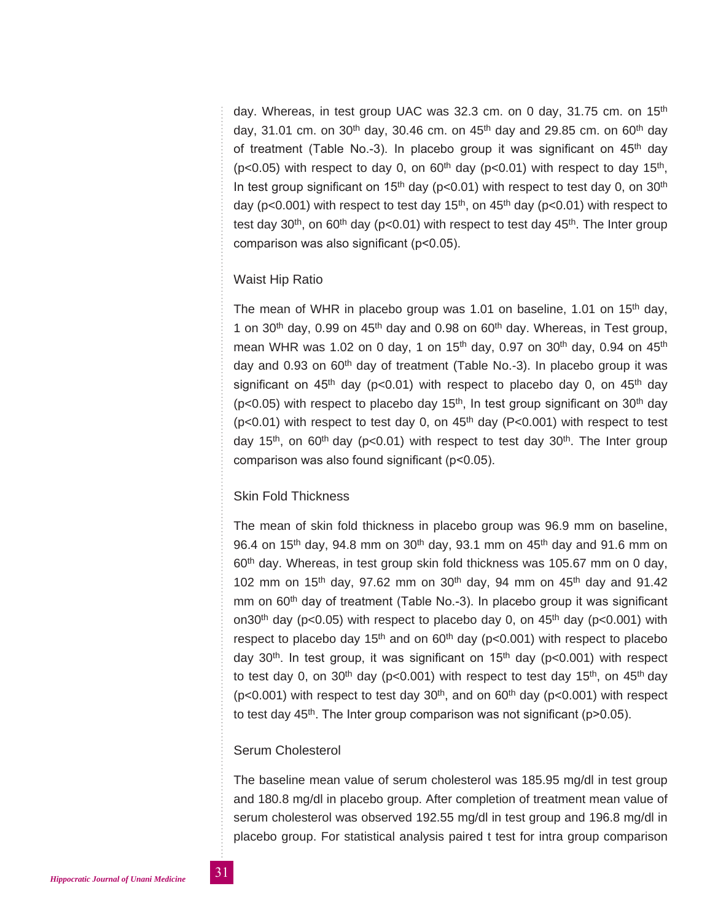day. Whereas, in test group UAC was 32.3 cm. on 0 day, 31.75 cm. on 15th day, 31.01 cm. on 30th day, 30.46 cm. on 45th day and 29.85 cm. on 60th day of treatment (Table No.-3). In placebo group it was significant on 45th day ($p<0.05$) with respect to day 0, on 60th day ($p<0.01$) with respect to day 15th, In test group significant on 15th day ($p<0.01$) with respect to test day 0, on 30th day ($p<0.001$) with respect to test day 15th, on 45th day ($p<0.01$) with respect to test day 30th, on 60th day ($p<0.01$) with respect to test day 45th. The Inter group comparison was also significant ($p<0.05$).

### Waist Hip Ratio

The mean of WHR in placebo group was 1.01 on baseline, 1.01 on 15th day, 1 on 30th day, 0.99 on 45th day and 0.98 on 60th day. Whereas, in Test group, mean WHR was 1.02 on 0 day, 1 on 15th day, 0.97 on 30th day, 0.94 on 45th day and 0.93 on 60th day of treatment (Table No.-3). In placebo group it was significant on 45th day ($p<0.01$) with respect to placebo day 0, on 45th day ($p<0.05$) with respect to placebo day 15th, In test group significant on 30th day ($p<0.01$) with respect to test day 0, on 45th day ($P<0.001$) with respect to test day 15th, on 60th day ($p<0.01$) with respect to test day 30th. The Inter group comparison was also found significant ($p<0.05$).

### Skin Fold Thickness

The mean of skin fold thickness in placebo group was 96.9 mm on baseline, 96.4 on 15th day, 94.8 mm on 30th day, 93.1 mm on 45th day and 91.6 mm on 60th day. Whereas, in test group skin fold thickness was 105.67 mm on 0 day, 102 mm on 15th day, 97.62 mm on 30th day, 94 mm on 45th day and 91.42 mm on 60th day of treatment (Table No.-3). In placebo group it was significant on30th day ($p<0.05$) with respect to placebo day 0, on 45th day ($p<0.001$) with respect to placebo day 15th and on 60th day ($p<0.001$) with respect to placebo day 30th. In test group, it was significant on 15th day ($p<0.001$) with respect to test day 0, on 30th day ($p<0.001$) with respect to test day 15th, on 45th day ($p<0.001$) with respect to test day 30th, and on 60th day ($p<0.001$) with respect to test day 45th. The Inter group comparison was not significant ($p>0.05$).

### Serum Cholesterol

The baseline mean value of serum cholesterol was 185.95 mg/dl in test group and 180.8 mg/dl in placebo group. After completion of treatment mean value of serum cholesterol was observed 192.55 mg/dl in test group and 196.8 mg/dl in placebo group. For statistical analysis paired t test for intra group comparison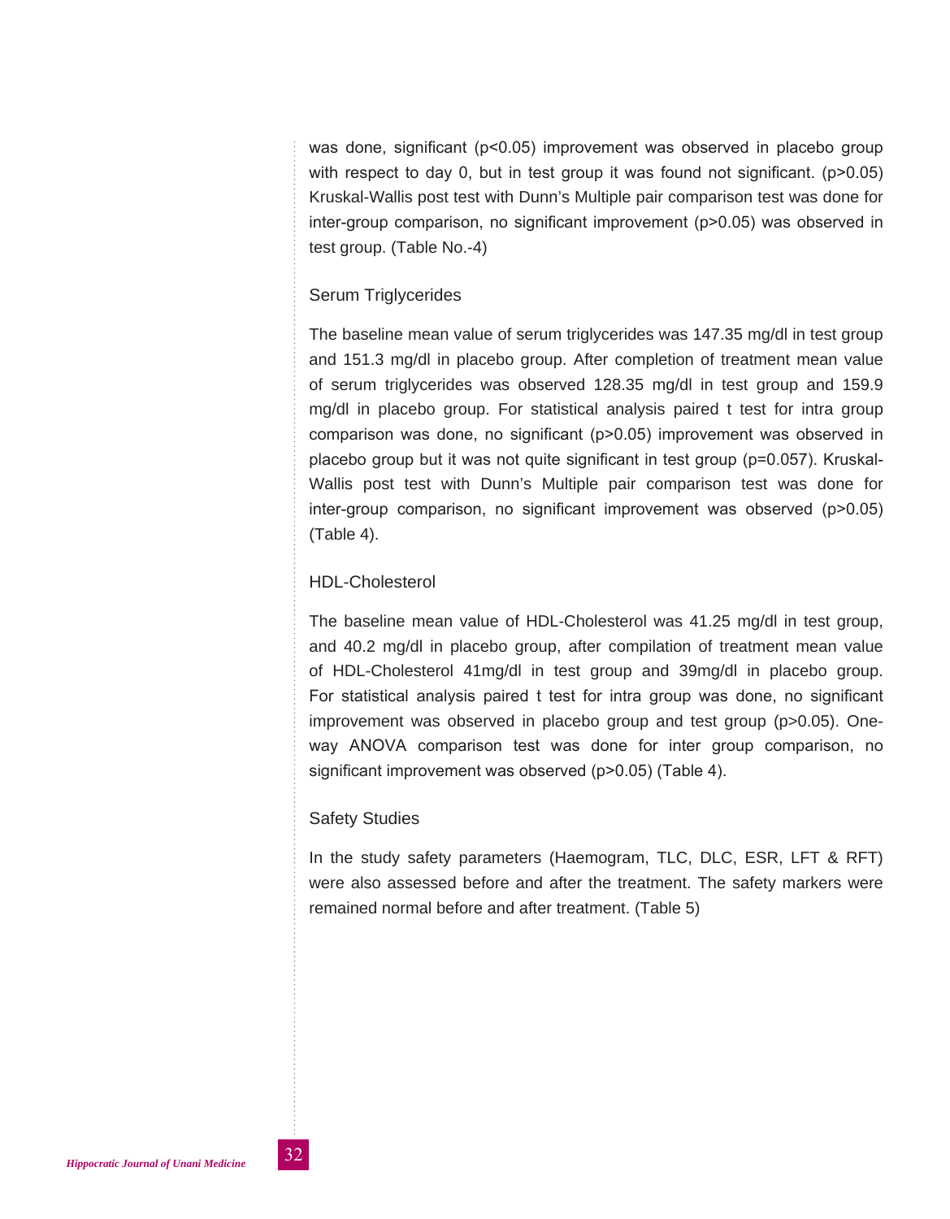was done, significant ($p<0.05$) improvement was observed in placebo group with respect to day 0, but in test group it was found not significant. ($p>0.05$) Kruskal-Wallis post test with Dunn's Multiple pair comparison test was done for inter-group comparison, no significant improvement ($p>0.05$) was observed in test group. (Table No.-4)

### Serum Triglycerides

The baseline mean value of serum triglycerides was 147.35 mg/dl in test group and 151.3 mg/dl in placebo group. After completion of treatment mean value of serum triglycerides was observed 128.35 mg/dl in test group and 159.9 mg/dl in placebo group. For statistical analysis paired t test for intra group comparison was done, no significant ($p>0.05$) improvement was observed in placebo group but it was not quite significant in test group ($p=0.057$). Kruskal-Wallis post test with Dunn's Multiple pair comparison test was done for inter-group comparison, no significant improvement was observed ($p>0.05$) (Table 4).

### HDL-Cholesterol

The baseline mean value of HDL-Cholesterol was 41.25 mg/dl in test group, and 40.2 mg/dl in placebo group, after compilation of treatment mean value of HDL-Cholesterol 41mg/dl in test group and 39mg/dl in placebo group. For statistical analysis paired t test for intra group was done, no significant improvement was observed in placebo group and test group ($p>0.05$). One-way ANOVA comparison test was done for inter group comparison, no significant improvement was observed ($p>0.05$) (Table 4).

### Safety Studies

In the study safety parameters (Haemogram, TLC, DLC, ESR, LFT & RFT) were also assessed before and after the treatment. The safety markers were remained normal before and after treatment. (Table 5)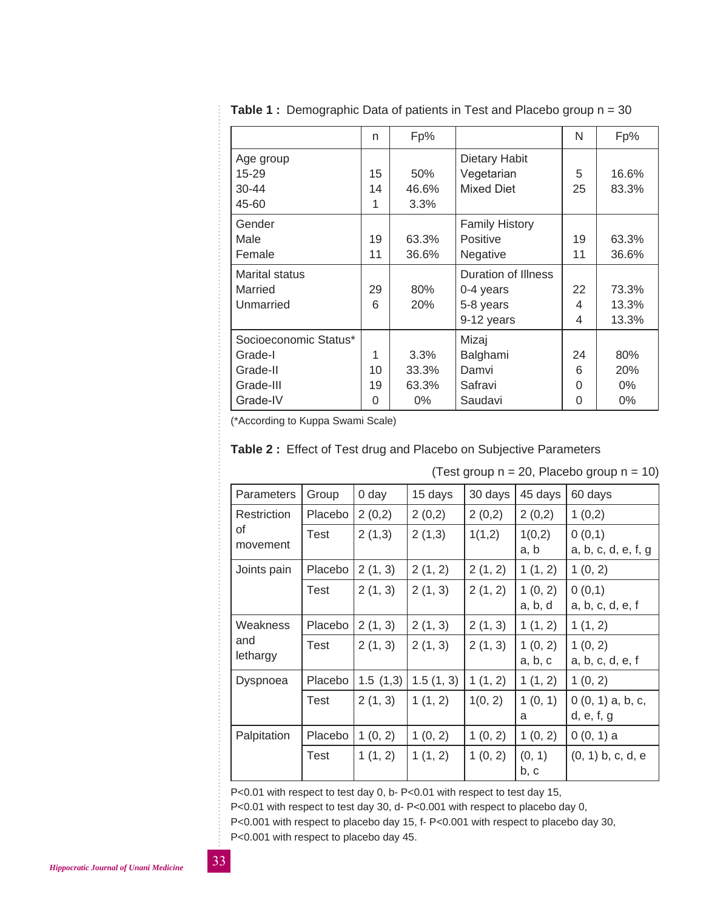**Table 1 :** Demographic Data of patients in Test and Placebo group n = 30

| | n | Fp% | | N | Fp% |
|---|---|---|---|---|---|
| Age group<br>15-29<br>30-44<br>45-60 | <br>15<br>14<br>1 | <br>50%<br>46.6%<br>3.3% | Dietary Habit<br>Vegetarian<br>Mixed Diet | <br>5<br>25 | <br>16.6%<br>83.3% |
| Gender<br>Male<br>Female | <br>19<br>11 | <br>63.3%<br>36.6% | Family History<br>Positive<br>Negative | <br>19<br>11 | <br>63.3%<br>36.6% |
| Marital status<br>Married<br>Unmarried | <br>29<br>6 | <br>80%<br>20% | Duration of Illness<br>0-4 years<br>5-8 years<br>9-12 years | <br>22<br>4<br>4 | <br>73.3%<br>13.3%<br>13.3% |
| Socioeconomic Status*<br>Grade-I<br>Grade-II<br>Grade-III<br>Grade-IV | <br>1<br>10<br>19<br>0 | <br>3.3%<br>33.3%<br>63.3%<br>0% | Mizaj<br>Balghami<br>Damvi<br>Safravi<br>Saudavi | <br>24<br>6<br>0<br>0 | <br>80%<br>20%<br>0%<br>0% |

(*According to Kuppa Swami Scale)

**Table 2 :** Effect of Test drug and Placebo on Subjective Parameters

(Test group n = 20, Placebo group n = 10)

| Parameters | Group | 0 day | 15 days | 30 days | 45 days | 60 days |
|---|---|---|---|---|---|---|
| Restriction of movement | Placebo | 2 (0,2) | 2 (0,2) | 2 (0,2) | 2 (0,2) | 1 (0,2) |
| | Test | 2 (1,3) | 2 (1,3) | 1(1,2) | 1(0,2) a, b | 0 (0,1) a, b, c, d, e, f, g |
| Joints pain | Placebo | 2 (1, 3) | 2 (1, 2) | 2 (1, 2) | 1 (1, 2) | 1 (0, 2) |
| | Test | 2 (1, 3) | 2 (1, 3) | 2 (1, 2) | 1 (0, 2) a, b, d | 0 (0,1) a, b, c, d, e, f |
| Weakness and lethargy | Placebo | 2 (1, 3) | 2 (1, 3) | 2 (1, 3) | 1 (1, 2) | 1 (1, 2) |
| | Test | 2 (1, 3) | 2 (1, 3) | 2 (1, 3) | 1 (0, 2) a, b, c | 1 (0, 2) a, b, c, d, e, f |
| Dyspnoea | Placebo | 1.5 (1,3) | 1.5 (1, 3) | 1 (1, 2) | 1 (1, 2) | 1 (0, 2) |
| | Test | 2 (1, 3) | 1 (1, 2) | 1(0, 2) | 1 (0, 1) a | 0 (0, 1) a, b, c, d, e, f, g |
| Palpitation | Placebo | 1 (0, 2) | 1 (0, 2) | 1 (0, 2) | 1 (0, 2) | 0 (0, 1) a |
| | Test | 1 (1, 2) | 1 (1, 2) | 1 (0, 2) | (0, 1) b, c | (0, 1) b, c, d, e |

P<0.01 with respect to test day 0, b- P<0.01 with respect to test day 15,
P<0.01 with respect to test day 30, d- P<0.001 with respect to placebo day 0,
P<0.001 with respect to placebo day 15, f- P<0.001 with respect to placebo day 30,
P<0.001 with respect to placebo day 45.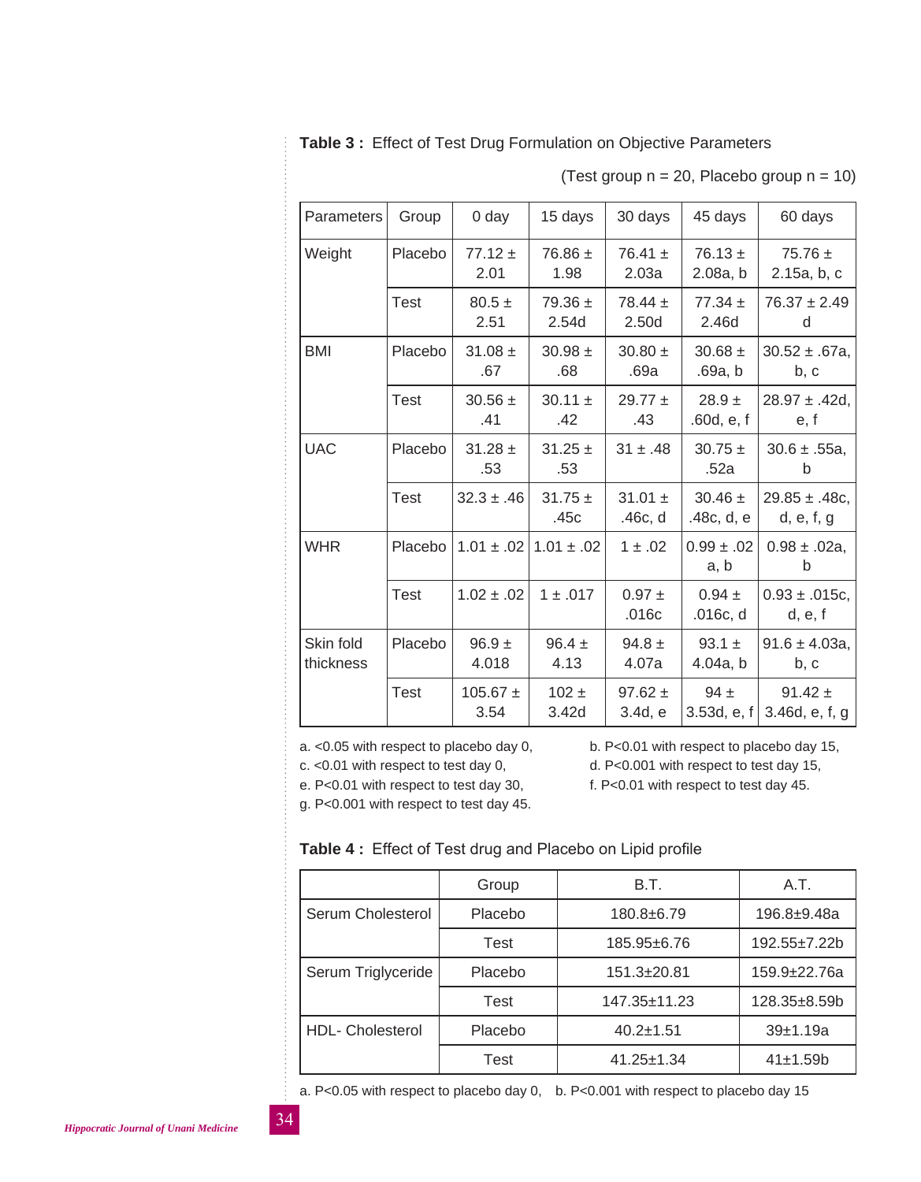**Table 3 :** Effect of Test Drug Formulation on Objective Parameters

(Test group n = 20, Placebo group n = 10)

| Parameters | Group | 0 day | 15 days | 30 days | 45 days | 60 days |
|---|---|---|---|---|---|---|
| Weight | Placebo | 77.12 ± 2.01 | 76.86 ± 1.98 | 76.41 ± 2.03a | 76.13 ± 2.08a, b | 75.76 ± 2.15a, b, c |
| | Test | 80.5 ± 2.51 | 79.36 ± 2.54d | 78.44 ± 2.50d | 77.34 ± 2.46d | 76.37 ± 2.49 d |
| BMI | Placebo | 31.08 ± .67 | 30.98 ± .68 | 30.80 ± .69a | 30.68 ± .69a, b | 30.52 ± .67a, b, c |
| | Test | 30.56 ± .41 | 30.11 ± .42 | 29.77 ± .43 | 28.9 ± .60d, e, f | 28.97 ± .42d, e, f |
| UAC | Placebo | 31.28 ± .53 | 31.25 ± .53 | 31 ± .48 | 30.75 ± .52a | 30.6 ± .55a, b |
| | Test | 32.3 ± .46 | 31.75 ± .45c | 31.01 ± .46c, d | 30.46 ± .48c, d, e | 29.85 ± .48c, d, e, f, g |
| WHR | Placebo | 1.01 ± .02 | 1.01 ± .02 | 1 ± .02 | 0.99 ± .02 a, b | 0.98 ± .02a, b |
| | Test | 1.02 ± .02 | 1 ± .017 | 0.97 ± .016c | 0.94 ± .016c, d | 0.93 ± .015c, d, e, f |
| Skin fold thickness | Placebo | 96.9 ± 4.018 | 96.4 ± 4.13 | 94.8 ± 4.07a | 93.1 ± 4.04a, b | 91.6 ± 4.03a, b, c |
| | Test | 105.67 ± 3.54 | 102 ± 3.42d | 97.62 ± 3.4d, e | 94 ± 3.53d, e, f | 91.42 ± 3.46d, e, f, g |

a. <0.05 with respect to placebo day 0, b. P<0.01 with respect to placebo day 15, c. <0.01 with respect to test day 0, d. P<0.001 with respect to test day 15, e. P<0.01 with respect to test day 30, f. P<0.01 with respect to test day 45. g. P<0.001 with respect to test day 45.

**Table 4 :** Effect of Test drug and Placebo on Lipid profile

| | Group | B.T. | A.T. |
|---|---|---|---|
| Serum Cholesterol | Placebo | 180.8±6.79 | 196.8±9.48a |
| | Test | 185.95±6.76 | 192.55±7.22b |
| Serum Triglyceride | Placebo | 151.3±20.81 | 159.9±22.76a |
| | Test | 147.35±11.23 | 128.35±8.59b |
| HDL- Cholesterol | Placebo | 40.2±1.51 | 39±1.19a |
| | Test | 41.25±1.34 | 41±1.59b |

a. P<0.05 with respect to placebo day 0, b. P<0.001 with respect to placebo day 15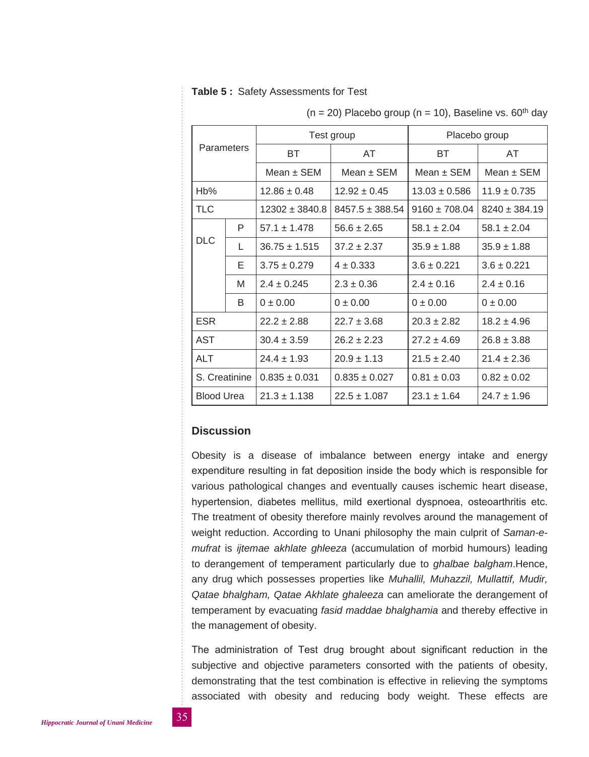**Table 5 :** Safety Assessments for Test

(n = 20) Placebo group (n = 10), Baseline vs. 60th day

| Parameters | | Test group | | Placebo group | |
|---|---|---|---|---|---|
| | | BT | AT | BT | AT |
| | | Mean ± SEM | Mean ± SEM | Mean ± SEM | Mean ± SEM |
| Hb% | | 12.86 ± 0.48 | 12.92 ± 0.45 | 13.03 ± 0.586 | 11.9 ± 0.735 |
| TLC | | 12302 ± 3840.8 | 8457.5 ± 388.54 | 9160 ± 708.04 | 8240 ± 384.19 |
| DLC | P | 57.1 ± 1.478 | 56.6 ± 2.65 | 58.1 ± 2.04 | 58.1 ± 2.04 |
| | L | 36.75 ± 1.515 | 37.2 ± 2.37 | 35.9 ± 1.88 | 35.9 ± 1.88 |
| | E | 3.75 ± 0.279 | 4 ± 0.333 | 3.6 ± 0.221 | 3.6 ± 0.221 |
| | M | 2.4 ± 0.245 | 2.3 ± 0.36 | 2.4 ± 0.16 | 2.4 ± 0.16 |
| | B | 0 ± 0.00 | 0 ± 0.00 | 0 ± 0.00 | 0 ± 0.00 |
| ESR | | 22.2 ± 2.88 | 22.7 ± 3.68 | 20.3 ± 2.82 | 18.2 ± 4.96 |
| AST | | 30.4 ± 3.59 | 26.2 ± 2.23 | 27.2 ± 4.69 | 26.8 ± 3.88 |
| ALT | | 24.4 ± 1.93 | 20.9 ± 1.13 | 21.5 ± 2.40 | 21.4 ± 2.36 |
| S. Creatinine | | 0.835 ± 0.031 | 0.835 ± 0.027 | 0.81 ± 0.03 | 0.82 ± 0.02 |
| Blood Urea | | 21.3 ± 1.138 | 22.5 ± 1.087 | 23.1 ± 1.64 | 24.7 ± 1.96 |

## Discussion

Obesity is a disease of imbalance between energy intake and energy expenditure resulting in fat deposition inside the body which is responsible for various pathological changes and eventually causes ischemic heart disease, hypertension, diabetes mellitus, mild exertional dyspnoea, osteoarthritis etc. The treatment of obesity therefore mainly revolves around the management of weight reduction. According to Unani philosophy the main culprit of *Saman-e-mufrat* is *ijtemae akhlate ghleeza* (accumulation of morbid humours) leading to derangement of temperament particularly due to *ghalbae balgham*.Hence, any drug which possesses properties like *Muhallil, Muhazzil, Mullattif, Mudir, Qatae bhalgham, Qatae Akhlate ghaleeza* can ameliorate the derangement of temperament by evacuating *fasid maddae bhalghamia* and thereby effective in the management of obesity.

The administration of Test drug brought about significant reduction in the subjective and objective parameters consorted with the patients of obesity, demonstrating that the test combination is effective in relieving the symptoms associated with obesity and reducing body weight. These effects are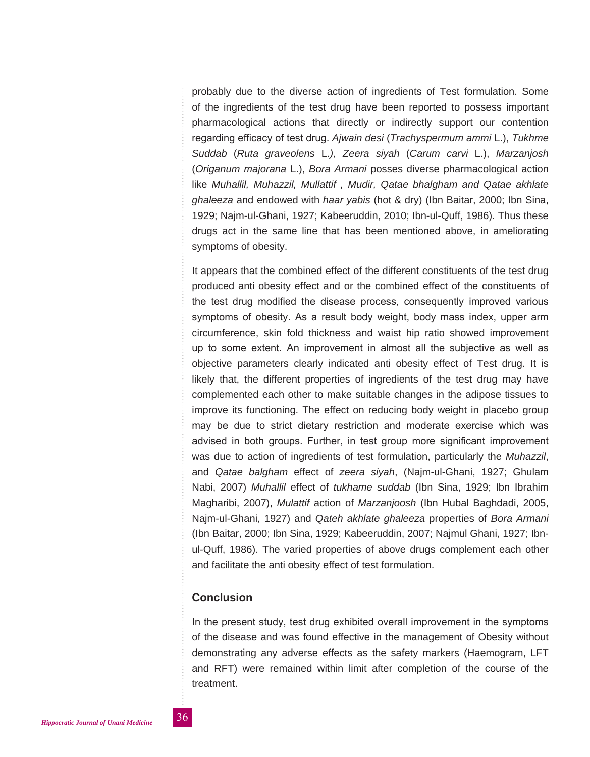probably due to the diverse action of ingredients of Test formulation. Some of the ingredients of the test drug have been reported to possess important pharmacological actions that directly or indirectly support our contention regarding efficacy of test drug. *Ajwain desi* (*Trachyspermum ammi* L.), *Tukhme Suddab* (*Ruta graveolens* L.*), Zeera siyah* (*Carum carvi* L.), *Marzanjosh* (*Origanum majorana* L.), *Bora Armani* posses diverse pharmacological action like *Muhallil, Muhazzil, Mullattif , Mudir, Qatae bhalgham and Qatae akhlate ghaleeza* and endowed with *haar yabis* (hot & dry) (Ibn Baitar, 2000; Ibn Sina, 1929; Najm-ul-Ghani, 1927; Kabeeruddin, 2010; Ibn-ul-Quff, 1986). Thus these drugs act in the same line that has been mentioned above, in ameliorating symptoms of obesity.

It appears that the combined effect of the different constituents of the test drug produced anti obesity effect and or the combined effect of the constituents of the test drug modified the disease process, consequently improved various symptoms of obesity. As a result body weight, body mass index, upper arm circumference, skin fold thickness and waist hip ratio showed improvement up to some extent. An improvement in almost all the subjective as well as objective parameters clearly indicated anti obesity effect of Test drug. It is likely that, the different properties of ingredients of the test drug may have complemented each other to make suitable changes in the adipose tissues to improve its functioning. The effect on reducing body weight in placebo group may be due to strict dietary restriction and moderate exercise which was advised in both groups. Further, in test group more significant improvement was due to action of ingredients of test formulation, particularly the *Muhazzil*, and *Qatae balgham* effect of *zeera siyah*, (Najm-ul-Ghani, 1927; Ghulam Nabi, 2007) *Muhallil* effect of *tukhame suddab* (Ibn Sina, 1929; Ibn Ibrahim Magharibi, 2007), *Mulattif* action of *Marzanjoosh* (Ibn Hubal Baghdadi, 2005, Najm-ul-Ghani, 1927) and *Qateh akhlate ghaleeza* properties of *Bora Armani* (Ibn Baitar, 2000; Ibn Sina, 1929; Kabeeruddin, 2007; Najmul Ghani, 1927; Ibn-ul-Quff, 1986). The varied properties of above drugs complement each other and facilitate the anti obesity effect of test formulation.

## Conclusion

In the present study, test drug exhibited overall improvement in the symptoms of the disease and was found effective in the management of Obesity without demonstrating any adverse effects as the safety markers (Haemogram, LFT and RFT) were remained within limit after completion of the course of the treatment.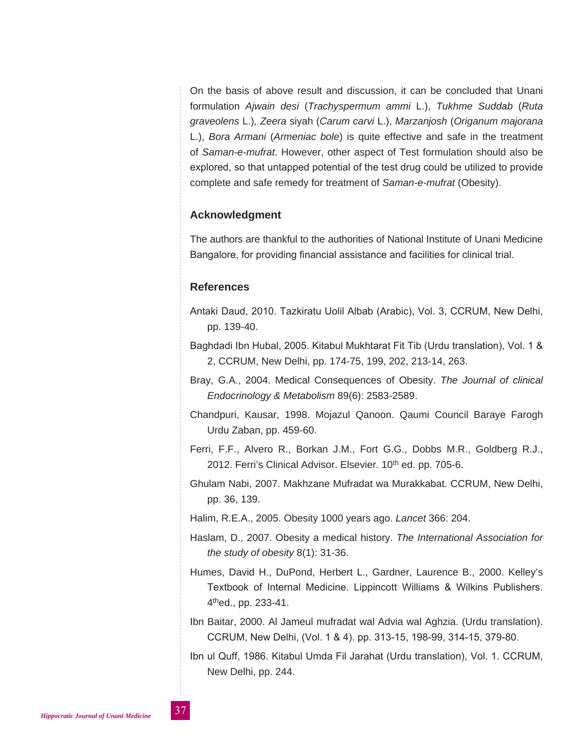On the basis of above result and discussion, it can be concluded that Unani formulation *Ajwain desi* (*Trachyspermum ammi* L.), *Tukhme Suddab* (*Ruta graveolens* L.)*, Zeera* siyah (*Carum carvi* L.), *Marzanjosh* (*Origanum majorana* L.), *Bora Armani* (*Armeniac bole*) is quite effective and safe in the treatment of *Saman-e-mufrat*. However, other aspect of Test formulation should also be explored, so that untapped potential of the test drug could be utilized to provide complete and safe remedy for treatment of *Saman-e-mufrat* (Obesity).

## Acknowledgment

The authors are thankful to the authorities of National Institute of Unani Medicine Bangalore, for providing financial assistance and facilities for clinical trial.

## References

Antaki Daud, 2010. Tazkiratu Uolil Albab (Arabic), Vol. 3, CCRUM, New Delhi, pp. 139-40.

Baghdadi Ibn Hubal, 2005. Kitabul Mukhtarat Fit Tib (Urdu translation), Vol. 1 & 2, CCRUM, New Delhi, pp. 174-75, 199, 202, 213-14, 263.

Bray, G.A., 2004. Medical Consequences of Obesity. *The Journal of clinical Endocrinology & Metabolism* 89(6): 2583-2589.

Chandpuri, Kausar, 1998. Mojazul Qanoon. Qaumi Council Baraye Farogh Urdu Zaban, pp. 459-60.

Ferri, F.F., Alvero R., Borkan J.M., Fort G.G., Dobbs M.R., Goldberg R.J., 2012. Ferri's Clinical Advisor. Elsevier. 10th ed. pp. 705-6.

Ghulam Nabi, 2007. Makhzane Mufradat wa Murakkabat. CCRUM, New Delhi, pp. 36, 139.

Halim, R.E.A., 2005. Obesity 1000 years ago. *Lancet* 366: 204.

Haslam, D., 2007. Obesity a medical history. *The International Association for the study of obesity* 8(1): 31-36.

Humes, David H., DuPond, Herbert L., Gardner, Laurence B., 2000. Kelley's Textbook of Internal Medicine. Lippincott Williams & Wilkins Publishers. 4thed., pp. 233-41.

Ibn Baitar, 2000. Al Jameul mufradat wal Advia wal Aghzia. (Urdu translation). CCRUM, New Delhi, (Vol. 1 & 4). pp. 313-15, 198-99, 314-15, 379-80.

Ibn ul Quff, 1986. Kitabul Umda Fil Jarahat (Urdu translation), Vol. 1. CCRUM, New Delhi, pp. 244.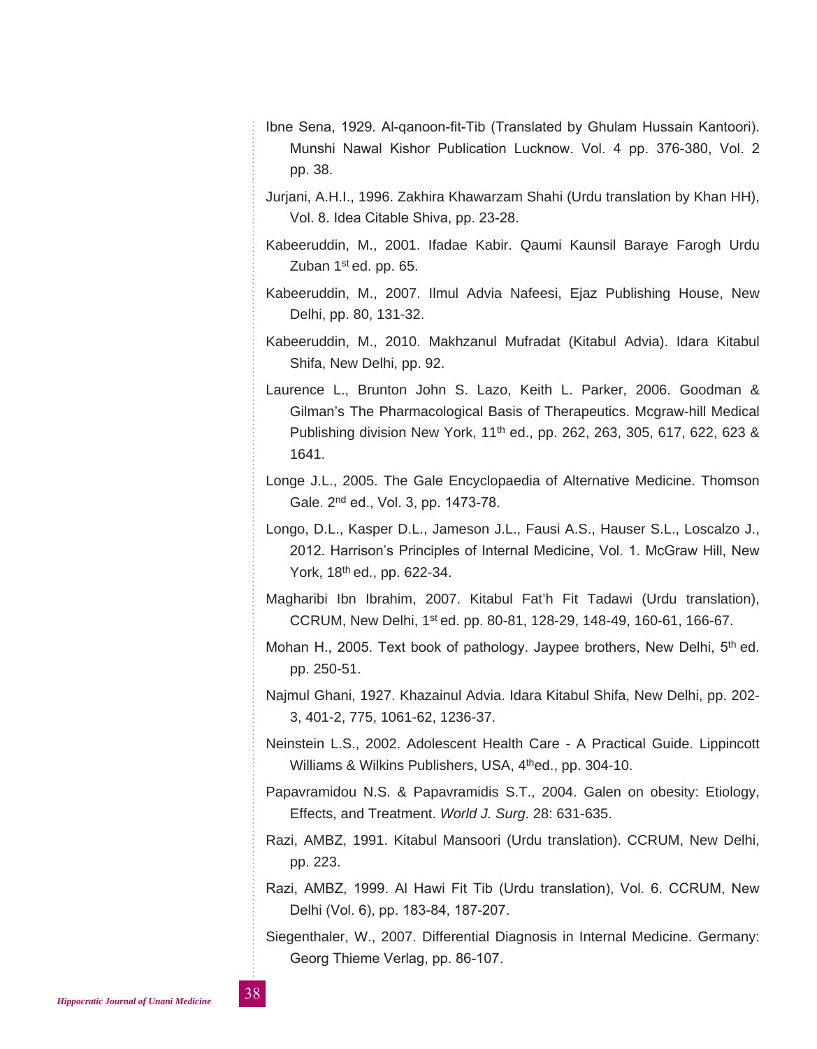Ibne Sena, 1929. Al-qanoon-fit-Tib (Translated by Ghulam Hussain Kantoori). Munshi Nawal Kishor Publication Lucknow. Vol. 4 pp. 376-380, Vol. 2 pp. 38.

Jurjani, A.H.I., 1996. Zakhira Khawarzam Shahi (Urdu translation by Khan HH), Vol. 8. Idea Citable Shiva, pp. 23-28.

Kabeeruddin, M., 2001. Ifadae Kabir. Qaumi Kaunsil Baraye Farogh Urdu Zuban 1st ed. pp. 65.

Kabeeruddin, M., 2007. Ilmul Advia Nafeesi, Ejaz Publishing House, New Delhi, pp. 80, 131-32.

Kabeeruddin, M., 2010. Makhzanul Mufradat (Kitabul Advia). Idara Kitabul Shifa, New Delhi, pp. 92.

Laurence L., Brunton John S. Lazo, Keith L. Parker, 2006. Goodman & Gilman's The Pharmacological Basis of Therapeutics. Mcgraw-hill Medical Publishing division New York, 11th ed., pp. 262, 263, 305, 617, 622, 623 & 1641.

Longe J.L., 2005. The Gale Encyclopaedia of Alternative Medicine. Thomson Gale. 2nd ed., Vol. 3, pp. 1473-78.

Longo, D.L., Kasper D.L., Jameson J.L., Fausi A.S., Hauser S.L., Loscalzo J., 2012. Harrison's Principles of Internal Medicine, Vol. 1. McGraw Hill, New York, 18th ed., pp. 622-34.

Magharibi Ibn Ibrahim, 2007. Kitabul Fat'h Fit Tadawi (Urdu translation), CCRUM, New Delhi, 1st ed. pp. 80-81, 128-29, 148-49, 160-61, 166-67.

Mohan H., 2005. Text book of pathology. Jaypee brothers, New Delhi, 5th ed. pp. 250-51.

Najmul Ghani, 1927. Khazainul Advia. Idara Kitabul Shifa, New Delhi, pp. 202-3, 401-2, 775, 1061-62, 1236-37.

Neinstein L.S., 2002. Adolescent Health Care - A Practical Guide. Lippincott Williams & Wilkins Publishers, USA, 4thed., pp. 304-10.

Papavramidou N.S. & Papavramidis S.T., 2004. Galen on obesity: Etiology, Effects, and Treatment. *World J. Surg*. 28: 631-635.

Razi, AMBZ, 1991. Kitabul Mansoori (Urdu translation). CCRUM, New Delhi, pp. 223.

Razi, AMBZ, 1999. Al Hawi Fit Tib (Urdu translation), Vol. 6. CCRUM, New Delhi (Vol. 6), pp. 183-84, 187-207.

Siegenthaler, W., 2007. Differential Diagnosis in Internal Medicine. Germany: Georg Thieme Verlag, pp. 86-107.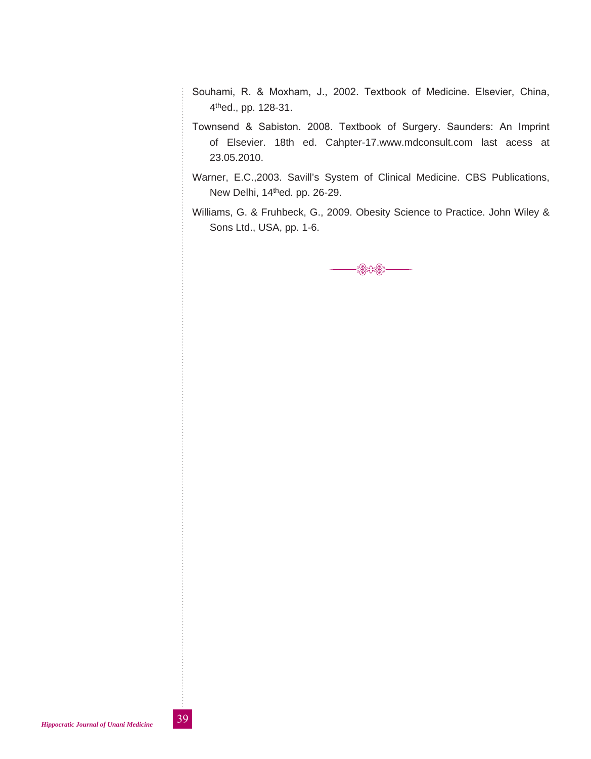Souhami, R. & Moxham, J., 2002. Textbook of Medicine. Elsevier, China, 4th ed., pp. 128-31.

Townsend & Sabiston. 2008. Textbook of Surgery. Saunders: An Imprint of Elsevier. 18th ed. Cahpter-17.www.mdconsult.com last acess at 23.05.2010.

Warner, E.C.,2003. Savill's System of Clinical Medicine. CBS Publications, New Delhi, 14th ed. pp. 26-29.

Williams, G. & Fruhbeck, G., 2009. Obesity Science to Practice. John Wiley & Sons Ltd., USA, pp. 1-6.